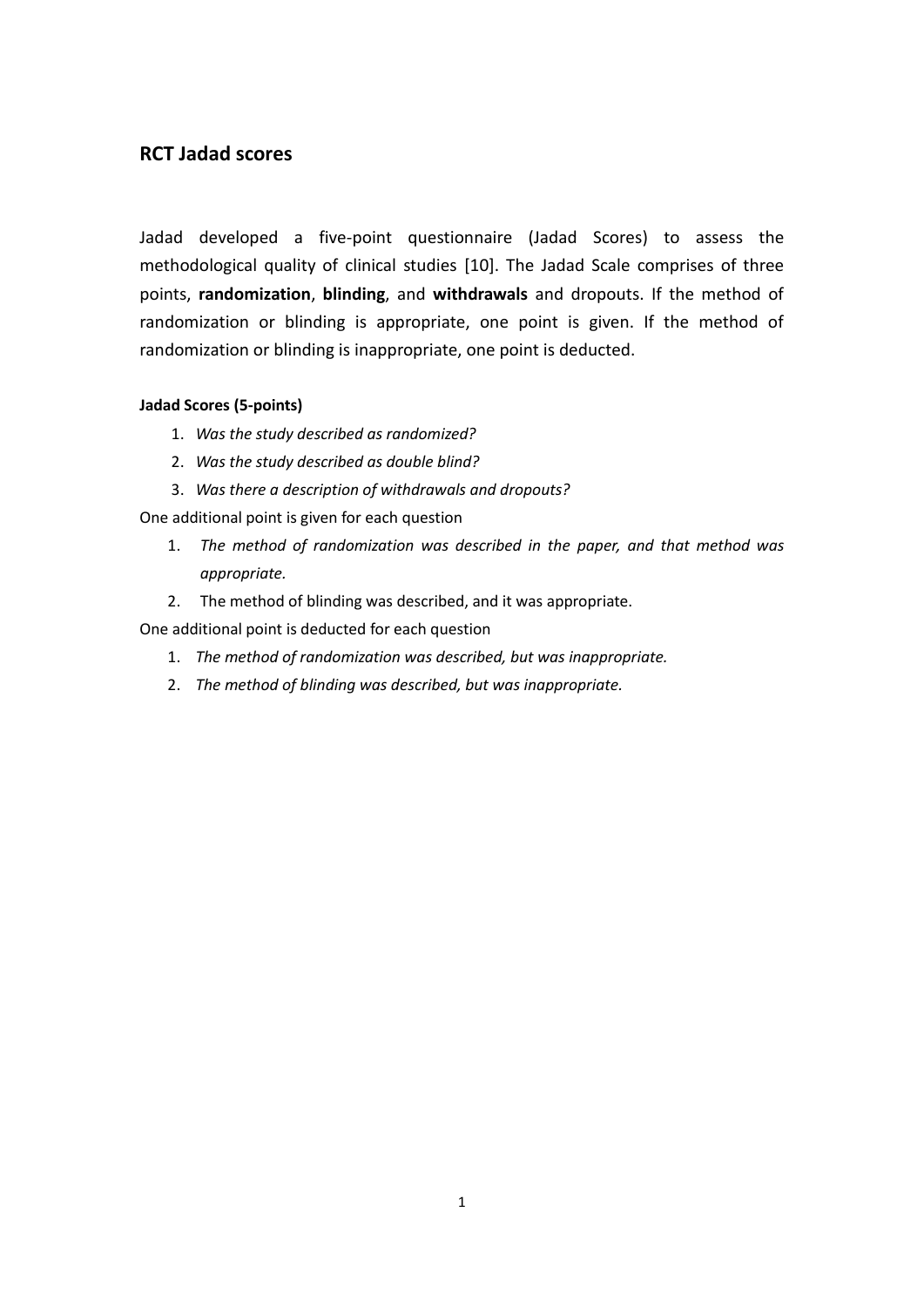## RCT Jadad scores

Jadad developed a five-point questionnaire (Jadad Scores) to assess the methodological quality of clinical studies [10]. The Jadad Scale comprises of three points, **randomization**, **blinding**, and **withdrawals** and dropouts. If the method of randomization or blinding is appropriate, one point is given. If the method of randomization or blinding is inappropriate, one point is deducted.

**Jadad Scores (5-points)**

1. *Was the study described as randomized?*
2. *Was the study described as double blind?*
3. *Was there a description of withdrawals and dropouts?*

One additional point is given for each question

1. *The method of randomization was described in the paper, and that method was appropriate.*
2. The method of blinding was described, and it was appropriate.

One additional point is deducted for each question

1. *The method of randomization was described, but was inappropriate.*
2. *The method of blinding was described, but was inappropriate.*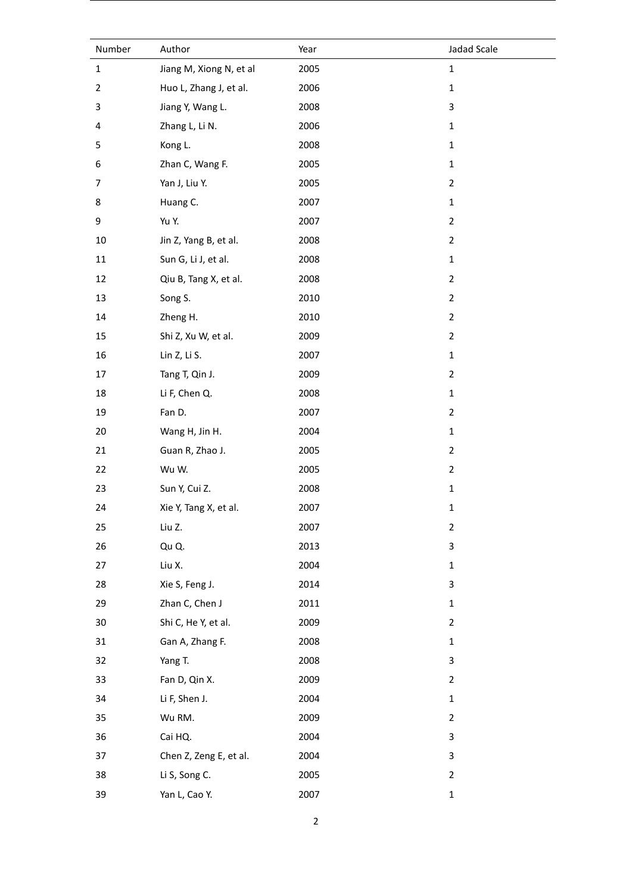| Number | Author | Year | Jadad Scale |
|---|---|---|---|
| 1 | Jiang M, Xiong N, et al | 2005 | 1 |
| 2 | Huo L, Zhang J, et al. | 2006 | 1 |
| 3 | Jiang Y, Wang L. | 2008 | 3 |
| 4 | Zhang L, Li N. | 2006 | 1 |
| 5 | Kong L. | 2008 | 1 |
| 6 | Zhan C, Wang F. | 2005 | 1 |
| 7 | Yan J, Liu Y. | 2005 | 2 |
| 8 | Huang C. | 2007 | 1 |
| 9 | Yu Y. | 2007 | 2 |
| 10 | Jin Z, Yang B, et al. | 2008 | 2 |
| 11 | Sun G, Li J, et al. | 2008 | 1 |
| 12 | Qiu B, Tang X, et al. | 2008 | 2 |
| 13 | Song S. | 2010 | 2 |
| 14 | Zheng H. | 2010 | 2 |
| 15 | Shi Z, Xu W, et al. | 2009 | 2 |
| 16 | Lin Z, Li S. | 2007 | 1 |
| 17 | Tang T, Qin J. | 2009 | 2 |
| 18 | Li F, Chen Q. | 2008 | 1 |
| 19 | Fan D. | 2007 | 2 |
| 20 | Wang H, Jin H. | 2004 | 1 |
| 21 | Guan R, Zhao J. | 2005 | 2 |
| 22 | Wu W. | 2005 | 2 |
| 23 | Sun Y, Cui Z. | 2008 | 1 |
| 24 | Xie Y, Tang X, et al. | 2007 | 1 |
| 25 | Liu Z. | 2007 | 2 |
| 26 | Qu Q. | 2013 | 3 |
| 27 | Liu X. | 2004 | 1 |
| 28 | Xie S, Feng J. | 2014 | 3 |
| 29 | Zhan C, Chen J | 2011 | 1 |
| 30 | Shi C, He Y, et al. | 2009 | 2 |
| 31 | Gan A, Zhang F. | 2008 | 1 |
| 32 | Yang T. | 2008 | 3 |
| 33 | Fan D, Qin X. | 2009 | 2 |
| 34 | Li F, Shen J. | 2004 | 1 |
| 35 | Wu RM. | 2009 | 2 |
| 36 | Cai HQ. | 2004 | 3 |
| 37 | Chen Z, Zeng E, et al. | 2004 | 3 |
| 38 | Li S, Song C. | 2005 | 2 |
| 39 | Yan L, Cao Y. | 2007 | 1 |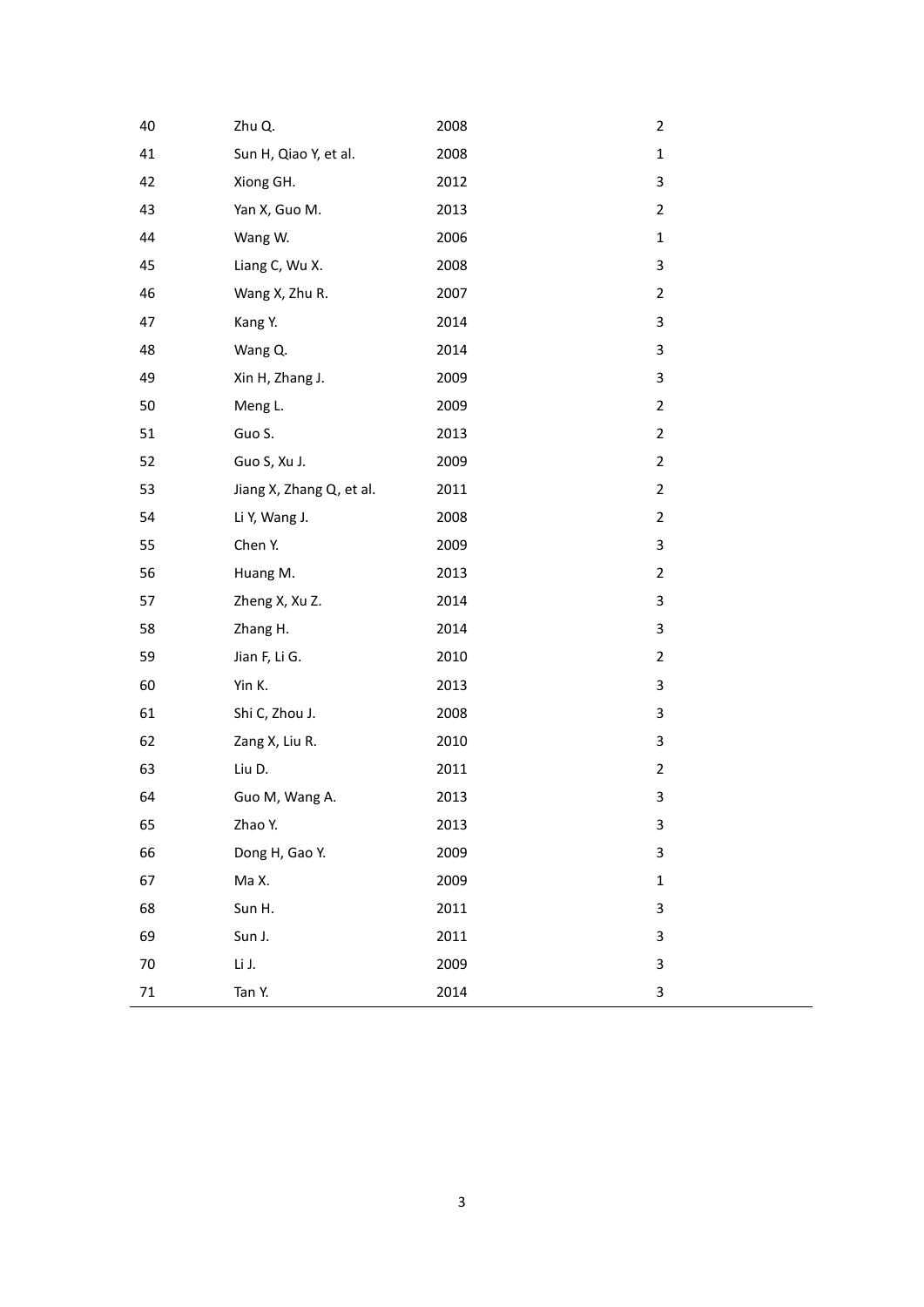| | | | |
|---|---|---|---|
| 40 | Zhu Q. | 2008 | 2 |
| 41 | Sun H, Qiao Y, et al. | 2008 | 1 |
| 42 | Xiong GH. | 2012 | 3 |
| 43 | Yan X, Guo M. | 2013 | 2 |
| 44 | Wang W. | 2006 | 1 |
| 45 | Liang C, Wu X. | 2008 | 3 |
| 46 | Wang X, Zhu R. | 2007 | 2 |
| 47 | Kang Y. | 2014 | 3 |
| 48 | Wang Q. | 2014 | 3 |
| 49 | Xin H, Zhang J. | 2009 | 3 |
| 50 | Meng L. | 2009 | 2 |
| 51 | Guo S. | 2013 | 2 |
| 52 | Guo S, Xu J. | 2009 | 2 |
| 53 | Jiang X, Zhang Q, et al. | 2011 | 2 |
| 54 | Li Y, Wang J. | 2008 | 2 |
| 55 | Chen Y. | 2009 | 3 |
| 56 | Huang M. | 2013 | 2 |
| 57 | Zheng X, Xu Z. | 2014 | 3 |
| 58 | Zhang H. | 2014 | 3 |
| 59 | Jian F, Li G. | 2010 | 2 |
| 60 | Yin K. | 2013 | 3 |
| 61 | Shi C, Zhou J. | 2008 | 3 |
| 62 | Zang X, Liu R. | 2010 | 3 |
| 63 | Liu D. | 2011 | 2 |
| 64 | Guo M, Wang A. | 2013 | 3 |
| 65 | Zhao Y. | 2013 | 3 |
| 66 | Dong H, Gao Y. | 2009 | 3 |
| 67 | Ma X. | 2009 | 1 |
| 68 | Sun H. | 2011 | 3 |
| 69 | Sun J. | 2011 | 3 |
| 70 | Li J. | 2009 | 3 |
| 71 | Tan Y. | 2014 | 3 |